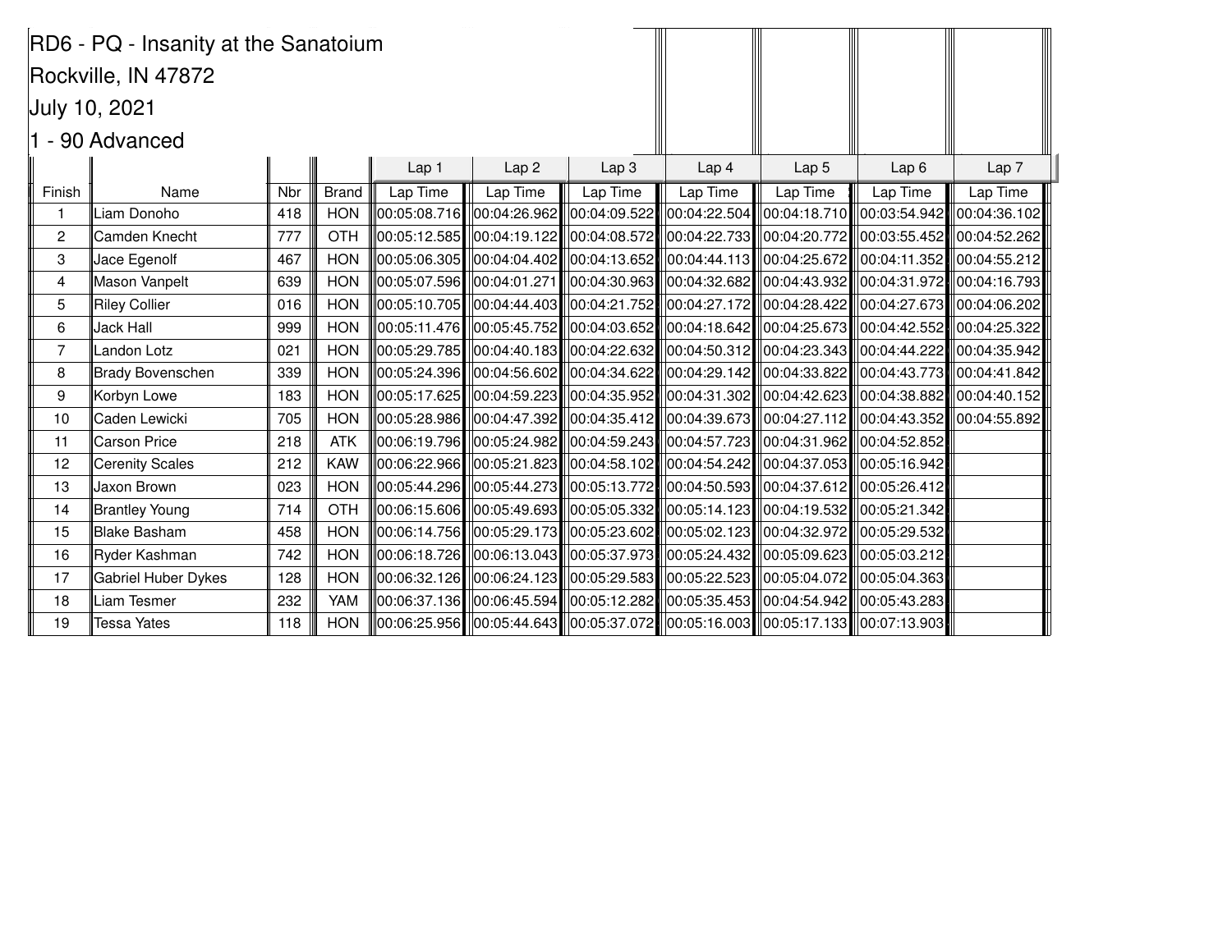RD6 - PQ - Insanity at the Sanatoium

Rockville, IN 47872

July 10, 2021

1 - 90 Advanced

| | | | | Lap 1 | Lap 2 | Lap 3 | Lap 4 | Lap 5 | Lap 6 | Lap 7 |
|---|---|---|---|---|---|---|---|---|---|---|
| Finish | Name | Nbr | Brand | Lap Time | Lap Time | Lap Time | Lap Time | Lap Time | Lap Time | Lap Time |
| 1 | Liam Donoho | 418 | HON | 00:05:08.716 | 00:04:26.962 | 00:04:09.522 | 00:04:22.504 | 00:04:18.710 | 00:03:54.942 | 00:04:36.102 |
| 2 | Camden Knecht | 777 | OTH | 00:05:12.585 | 00:04:19.122 | 00:04:08.572 | 00:04:22.733 | 00:04:20.772 | 00:03:55.452 | 00:04:52.262 |
| 3 | Jace Egenolf | 467 | HON | 00:05:06.305 | 00:04:04.402 | 00:04:13.652 | 00:04:44.113 | 00:04:25.672 | 00:04:11.352 | 00:04:55.212 |
| 4 | Mason Vanpelt | 639 | HON | 00:05:07.596 | 00:04:01.271 | 00:04:30.963 | 00:04:32.682 | 00:04:43.932 | 00:04:31.972 | 00:04:16.793 |
| 5 | Riley Collier | 016 | HON | 00:05:10.705 | 00:04:44.403 | 00:04:21.752 | 00:04:27.172 | 00:04:28.422 | 00:04:27.673 | 00:04:06.202 |
| 6 | Jack Hall | 999 | HON | 00:05:11.476 | 00:05:45.752 | 00:04:03.652 | 00:04:18.642 | 00:04:25.673 | 00:04:42.552 | 00:04:25.322 |
| 7 | Landon Lotz | 021 | HON | 00:05:29.785 | 00:04:40.183 | 00:04:22.632 | 00:04:50.312 | 00:04:23.343 | 00:04:44.222 | 00:04:35.942 |
| 8 | Brady Bovenschen | 339 | HON | 00:05:24.396 | 00:04:56.602 | 00:04:34.622 | 00:04:29.142 | 00:04:33.822 | 00:04:43.773 | 00:04:41.842 |
| 9 | Korbyn Lowe | 183 | HON | 00:05:17.625 | 00:04:59.223 | 00:04:35.952 | 00:04:31.302 | 00:04:42.623 | 00:04:38.882 | 00:04:40.152 |
| 10 | Caden Lewicki | 705 | HON | 00:05:28.986 | 00:04:47.392 | 00:04:35.412 | 00:04:39.673 | 00:04:27.112 | 00:04:43.352 | 00:04:55.892 |
| 11 | Carson Price | 218 | ATK | 00:06:19.796 | 00:05:24.982 | 00:04:59.243 | 00:04:57.723 | 00:04:31.962 | 00:04:52.852 | |
| 12 | Cerenity Scales | 212 | KAW | 00:06:22.966 | 00:05:21.823 | 00:04:58.102 | 00:04:54.242 | 00:04:37.053 | 00:05:16.942 | |
| 13 | Jaxon Brown | 023 | HON | 00:05:44.296 | 00:05:44.273 | 00:05:13.772 | 00:04:50.593 | 00:04:37.612 | 00:05:26.412 | |
| 14 | Brantley Young | 714 | OTH | 00:06:15.606 | 00:05:49.693 | 00:05:05.332 | 00:05:14.123 | 00:04:19.532 | 00:05:21.342 | |
| 15 | Blake Basham | 458 | HON | 00:06:14.756 | 00:05:29.173 | 00:05:23.602 | 00:05:02.123 | 00:04:32.972 | 00:05:29.532 | |
| 16 | Ryder Kashman | 742 | HON | 00:06:18.726 | 00:06:13.043 | 00:05:37.973 | 00:05:24.432 | 00:05:09.623 | 00:05:03.212 | |
| 17 | Gabriel Huber Dykes | 128 | HON | 00:06:32.126 | 00:06:24.123 | 00:05:29.583 | 00:05:22.523 | 00:05:04.072 | 00:05:04.363 | |
| 18 | Liam Tesmer | 232 | YAM | 00:06:37.136 | 00:06:45.594 | 00:05:12.282 | 00:05:35.453 | 00:04:54.942 | 00:05:43.283 | |
| 19 | Tessa Yates | 118 | HON | 00:06:25.956 | 00:05:44.643 | 00:05:37.072 | 00:05:16.003 | 00:05:17.133 | 00:07:13.903 | |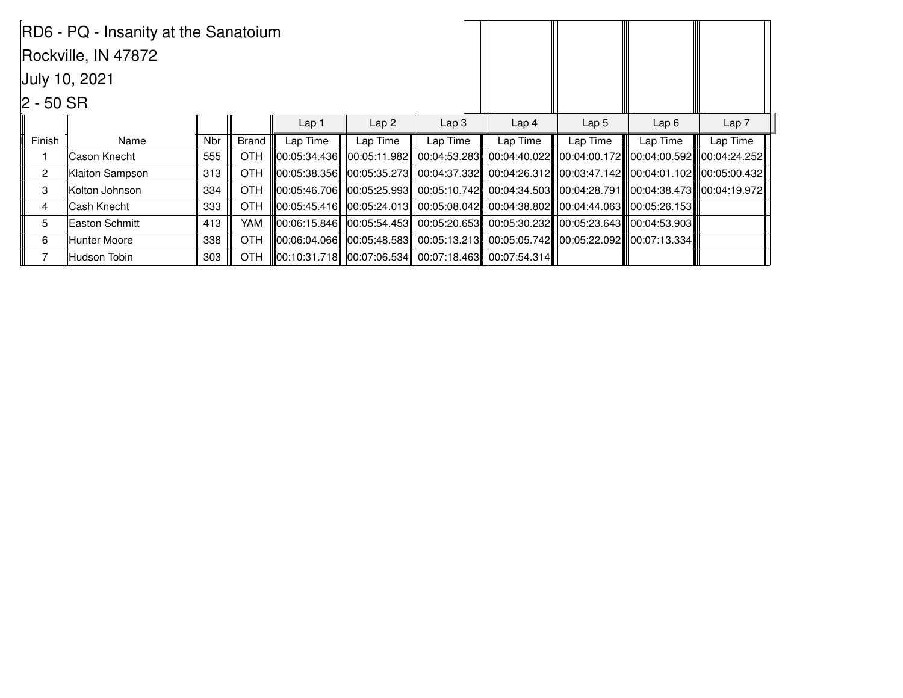RD6 - PQ - Insanity at the Sanatoium

Rockville, IN 47872

July 10, 2021

2 - 50 SR

| | | | | Lap 1 | Lap 2 | Lap 3 | Lap 4 | Lap 5 | Lap 6 | Lap 7 |
|---|---|---|---|---|---|---|---|---|---|---|
| Finish | Name | Nbr | Brand | Lap Time | Lap Time | Lap Time | Lap Time | Lap Time | Lap Time | Lap Time |
| 1 | Cason Knecht | 555 | OTH | 00:05:34.436 | 00:05:11.982 | 00:04:53.283 | 00:04:40.022 | 00:04:00.172 | 00:04:00.592 | 00:04:24.252 |
| 2 | Klaiton Sampson | 313 | OTH | 00:05:38.356 | 00:05:35.273 | 00:04:37.332 | 00:04:26.312 | 00:03:47.142 | 00:04:01.102 | 00:05:00.432 |
| 3 | Kolton Johnson | 334 | OTH | 00:05:46.706 | 00:05:25.993 | 00:05:10.742 | 00:04:34.503 | 00:04:28.791 | 00:04:38.473 | 00:04:19.972 |
| 4 | Cash Knecht | 333 | OTH | 00:05:45.416 | 00:05:24.013 | 00:05:08.042 | 00:04:38.802 | 00:04:44.063 | 00:05:26.153 | |
| 5 | Easton Schmitt | 413 | YAM | 00:06:15.846 | 00:05:54.453 | 00:05:20.653 | 00:05:30.232 | 00:05:23.643 | 00:04:53.903 | |
| 6 | Hunter Moore | 338 | OTH | 00:06:04.066 | 00:05:48.583 | 00:05:13.213 | 00:05:05.742 | 00:05:22.092 | 00:07:13.334 | |
| 7 | Hudson Tobin | 303 | OTH | 00:10:31.718 | 00:07:06.534 | 00:07:18.463 | 00:07:54.314 | | | |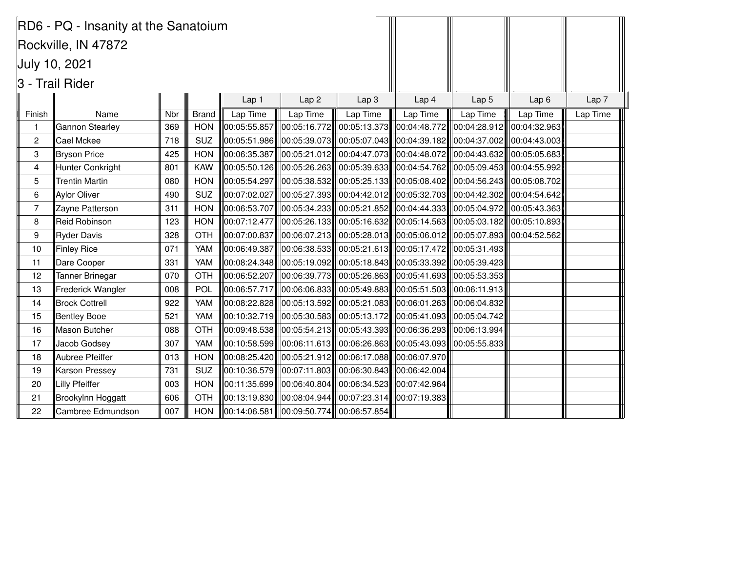RD6 - PQ - Insanity at the Sanatoium

Rockville, IN 47872

July 10, 2021

3 - Trail Rider

| | | | | Lap 1 | Lap 2 | Lap 3 | Lap 4 | Lap 5 | Lap 6 | Lap 7 |
|---|---|---|---|---|---|---|---|---|---|---|
| Finish | Name | Nbr | Brand | Lap Time | Lap Time | Lap Time | Lap Time | Lap Time | Lap Time | Lap Time |
| 1 | Gannon Stearley | 369 | HON | 00:05:55.857 | 00:05:16.772 | 00:05:13.373 | 00:04:48.772 | 00:04:28.912 | 00:04:32.963 | |
| 2 | Cael Mckee | 718 | SUZ | 00:05:51.986 | 00:05:39.073 | 00:05:07.043 | 00:04:39.182 | 00:04:37.002 | 00:04:43.003 | |
| 3 | Bryson Price | 425 | HON | 00:06:35.387 | 00:05:21.012 | 00:04:47.073 | 00:04:48.072 | 00:04:43.632 | 00:05:05.683 | |
| 4 | Hunter Conkright | 801 | KAW | 00:05:50.126 | 00:05:26.263 | 00:05:39.633 | 00:04:54.762 | 00:05:09.453 | 00:04:55.992 | |
| 5 | Trentin Martin | 080 | HON | 00:05:54.297 | 00:05:38.532 | 00:05:25.133 | 00:05:08.402 | 00:04:56.243 | 00:05:08.702 | |
| 6 | Aylor Oliver | 490 | SUZ | 00:07:02.027 | 00:05:27.393 | 00:04:42.012 | 00:05:32.703 | 00:04:42.302 | 00:04:54.642 | |
| 7 | Zayne Patterson | 311 | HON | 00:06:53.707 | 00:05:34.233 | 00:05:21.852 | 00:04:44.333 | 00:05:04.972 | 00:05:43.363 | |
| 8 | Reid Robinson | 123 | HON | 00:07:12.477 | 00:05:26.133 | 00:05:16.632 | 00:05:14.563 | 00:05:03.182 | 00:05:10.893 | |
| 9 | Ryder Davis | 328 | OTH | 00:07:00.837 | 00:06:07.213 | 00:05:28.013 | 00:05:06.012 | 00:05:07.893 | 00:04:52.562 | |
| 10 | Finley Rice | 071 | YAM | 00:06:49.387 | 00:06:38.533 | 00:05:21.613 | 00:05:17.472 | 00:05:31.493 | | |
| 11 | Dare Cooper | 331 | YAM | 00:08:24.348 | 00:05:19.092 | 00:05:18.843 | 00:05:33.392 | 00:05:39.423 | | |
| 12 | Tanner Brinegar | 070 | OTH | 00:06:52.207 | 00:06:39.773 | 00:05:26.863 | 00:05:41.693 | 00:05:53.353 | | |
| 13 | Frederick Wangler | 008 | POL | 00:06:57.717 | 00:06:06.833 | 00:05:49.883 | 00:05:51.503 | 00:06:11.913 | | |
| 14 | Brock Cottrell | 922 | YAM | 00:08:22.828 | 00:05:13.592 | 00:05:21.083 | 00:06:01.263 | 00:06:04.832 | | |
| 15 | Bentley Booe | 521 | YAM | 00:10:32.719 | 00:05:30.583 | 00:05:13.172 | 00:05:41.093 | 00:05:04.742 | | |
| 16 | Mason Butcher | 088 | OTH | 00:09:48.538 | 00:05:54.213 | 00:05:43.393 | 00:06:36.293 | 00:06:13.994 | | |
| 17 | Jacob Godsey | 307 | YAM | 00:10:58.599 | 00:06:11.613 | 00:06:26.863 | 00:05:43.093 | 00:05:55.833 | | |
| 18 | Aubree Pfeiffer | 013 | HON | 00:08:25.420 | 00:05:21.912 | 00:06:17.088 | 00:06:07.970 | | | |
| 19 | Karson Pressey | 731 | SUZ | 00:10:36.579 | 00:07:11.803 | 00:06:30.843 | 00:06:42.004 | | | |
| 20 | Lilly Pfeiffer | 003 | HON | 00:11:35.699 | 00:06:40.804 | 00:06:34.523 | 00:07:42.964 | | | |
| 21 | Brookylnn Hoggatt | 606 | OTH | 00:13:19.830 | 00:08:04.944 | 00:07:23.314 | 00:07:19.383 | | | |
| 22 | Cambree Edmundson | 007 | HON | 00:14:06.581 | 00:09:50.774 | 00:06:57.854 | | | | |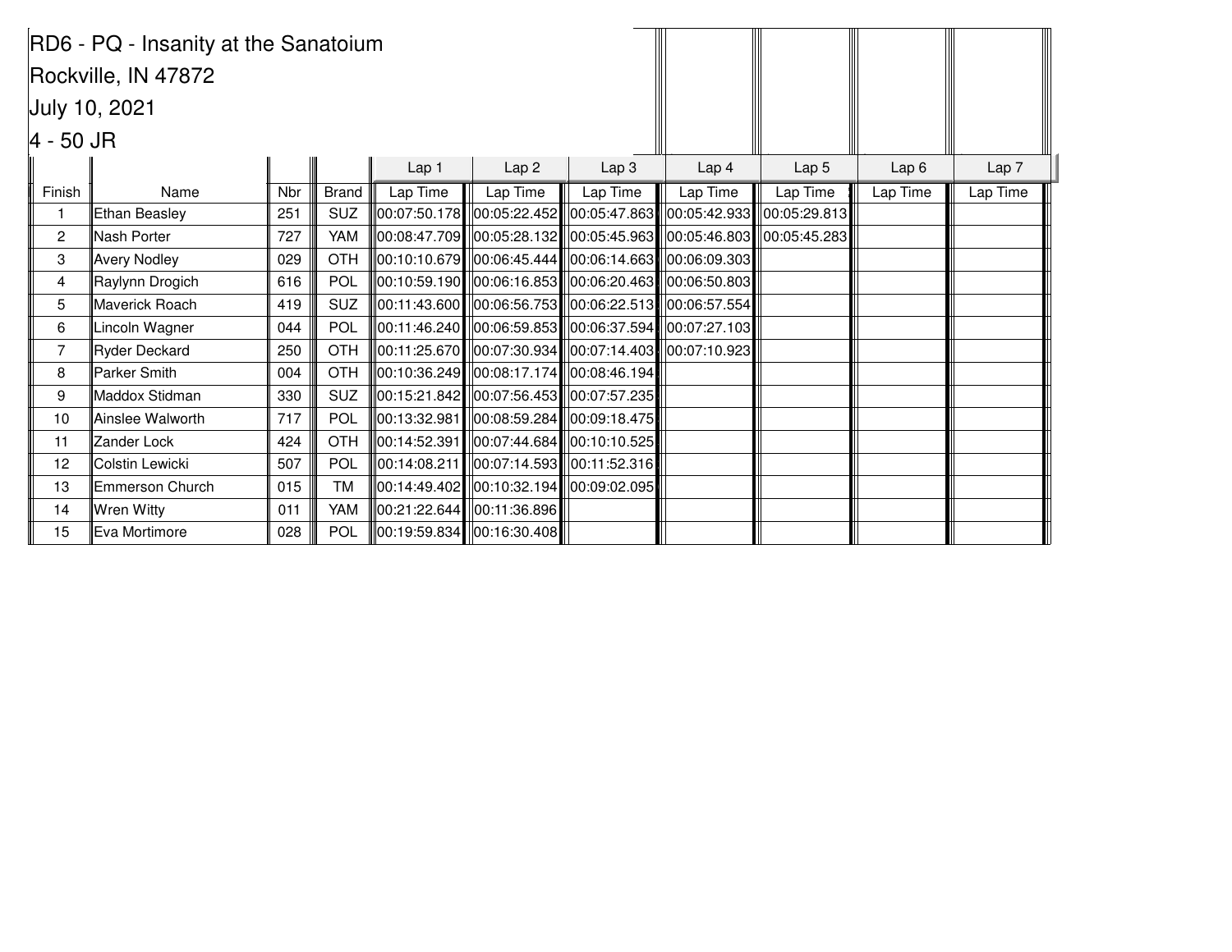RD6 - PQ - Insanity at the Sanatoium

Rockville, IN 47872

July 10, 2021

4 - 50 JR

| | | | | Lap 1 | Lap 2 | Lap 3 | Lap 4 | Lap 5 | Lap 6 | Lap 7 |
|---|---|---|---|---|---|---|---|---|---|---|
| Finish | Name | Nbr | Brand | Lap Time | Lap Time | Lap Time | Lap Time | Lap Time | Lap Time | Lap Time |
| 1 | Ethan Beasley | 251 | SUZ | 00:07:50.178 | 00:05:22.452 | 00:05:47.863 | 00:05:42.933 | 00:05:29.813 | | |
| 2 | Nash Porter | 727 | YAM | 00:08:47.709 | 00:05:28.132 | 00:05:45.963 | 00:05:46.803 | 00:05:45.283 | | |
| 3 | Avery Nodley | 029 | OTH | 00:10:10.679 | 00:06:45.444 | 00:06:14.663 | 00:06:09.303 | | | |
| 4 | Raylynn Drogich | 616 | POL | 00:10:59.190 | 00:06:16.853 | 00:06:20.463 | 00:06:50.803 | | | |
| 5 | Maverick Roach | 419 | SUZ | 00:11:43.600 | 00:06:56.753 | 00:06:22.513 | 00:06:57.554 | | | |
| 6 | Lincoln Wagner | 044 | POL | 00:11:46.240 | 00:06:59.853 | 00:06:37.594 | 00:07:27.103 | | | |
| 7 | Ryder Deckard | 250 | OTH | 00:11:25.670 | 00:07:30.934 | 00:07:14.403 | 00:07:10.923 | | | |
| 8 | Parker Smith | 004 | OTH | 00:10:36.249 | 00:08:17.174 | 00:08:46.194 | | | | |
| 9 | Maddox Stidman | 330 | SUZ | 00:15:21.842 | 00:07:56.453 | 00:07:57.235 | | | | |
| 10 | Ainslee Walworth | 717 | POL | 00:13:32.981 | 00:08:59.284 | 00:09:18.475 | | | | |
| 11 | Zander Lock | 424 | OTH | 00:14:52.391 | 00:07:44.684 | 00:10:10.525 | | | | |
| 12 | Colstin Lewicki | 507 | POL | 00:14:08.211 | 00:07:14.593 | 00:11:52.316 | | | | |
| 13 | Emmerson Church | 015 | TM | 00:14:49.402 | 00:10:32.194 | 00:09:02.095 | | | | |
| 14 | Wren Witty | 011 | YAM | 00:21:22.644 | 00:11:36.896 | | | | | |
| 15 | Eva Mortimore | 028 | POL | 00:19:59.834 | 00:16:30.408 | | | | | |